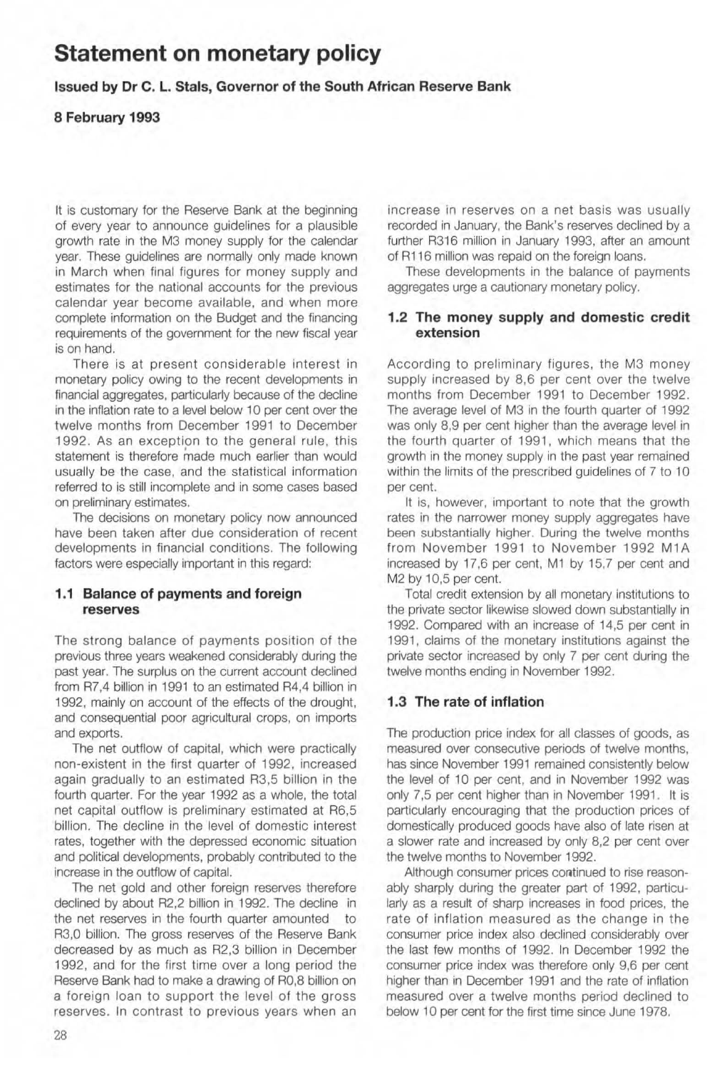# Statement on monetary policy

**Issued by Dr C. L. Stals, Governor of the South African Reserve Bank**

**8 February 1993**

It is customary for the Reserve Bank at the beginning of every year to announce guidelines for a plausible growth rate in the M3 money supply for the calendar year. These guidelines are normally only made known in March when final figures for money supply and estimates for the national accounts for the previous calendar year become available, and when more complete information on the Budget and the financing requirements of the government for the new fiscal year is on hand.

There is at present considerable interest in monetary policy owing to the recent developments in financial aggregates, particularly because of the decline in the inflation rate to a level below 10 per cent over the twelve months from December 1991 to December 1992. As an exception to the general rule, this statement is therefore made much earlier than would usually be the case, and the statistical information referred to is still incomplete and in some cases based on preliminary estimates.

The decisions on monetary policy now announced have been taken after due consideration of recent developments in financial conditions. The following factors were especially important in this regard:

## 1.1 Balance of payments and foreign reserves

The strong balance of payments position of the previous three years weakened considerably during the past year. The surplus on the current account declined from R7,4 billion in 1991 to an estimated R4,4 billion in 1992, mainly on account of the effects of the drought, and consequential poor agricultural crops, on imports and exports.

The net outflow of capital, which were practically non-existent in the first quarter of 1992, increased again gradually to an estimated R3,5 billion in the fourth quarter. For the year 1992 as a whole, the total net capital outflow is preliminary estimated at R6,5 billion. The decline in the level of domestic interest rates, together with the depressed economic situation and political developments, probably contributed to the increase in the outflow of capital.

The net gold and other foreign reserves therefore declined by about R2,2 billion in 1992. The decline in the net reserves in the fourth quarter amounted to R3,0 billion. The gross reserves of the Reserve Bank decreased by as much as R2,3 billion in December 1992, and for the first time over a long period the Reserve Bank had to make a drawing of R0,8 billion on a foreign loan to support the level of the gross reserves. In contrast to previous years when an increase in reserves on a net basis was usually recorded in January, the Bank's reserves declined by a further R316 million in January 1993, after an amount of R116 million was repaid on the foreign loans.

These developments in the balance of payments aggregates urge a cautionary monetary policy.

## 1.2 The money supply and domestic credit extension

According to preliminary figures, the M3 money supply increased by 8,6 per cent over the twelve months from December 1991 to December 1992. The average level of M3 in the fourth quarter of 1992 was only 8,9 per cent higher than the average level in the fourth quarter of 1991, which means that the growth in the money supply in the past year remained within the limits of the prescribed guidelines of 7 to 10 per cent.

It is, however, important to note that the growth rates in the narrower money supply aggregates have been substantially higher. During the twelve months from November 1991 to November 1992 M1A increased by 17,6 per cent, M1 by 15,7 per cent and M2 by 10,5 per cent.

Total credit extension by all monetary institutions to the private sector likewise slowed down substantially in 1992. Compared with an increase of 14,5 per cent in 1991, claims of the monetary institutions against the private sector increased by only 7 per cent during the twelve months ending in November 1992.

## 1.3 The rate of inflation

The production price index for all classes of goods, as measured over consecutive periods of twelve months, has since November 1991 remained consistently below the level of 10 per cent, and in November 1992 was only 7,5 per cent higher than in November 1991. It is particularly encouraging that the production prices of domestically produced goods have also of late risen at a slower rate and increased by only 8,2 per cent over the twelve months to November 1992.

Although consumer prices continued to rise reasonably sharply during the greater part of 1992, particularly as a result of sharp increases in food prices, the rate of inflation measured as the change in the consumer price index also declined considerably over the last few months of 1992. In December 1992 the consumer price index was therefore only 9,6 per cent higher than in December 1991 and the rate of inflation measured over a twelve months period declined to below 10 per cent for the first time since June 1978.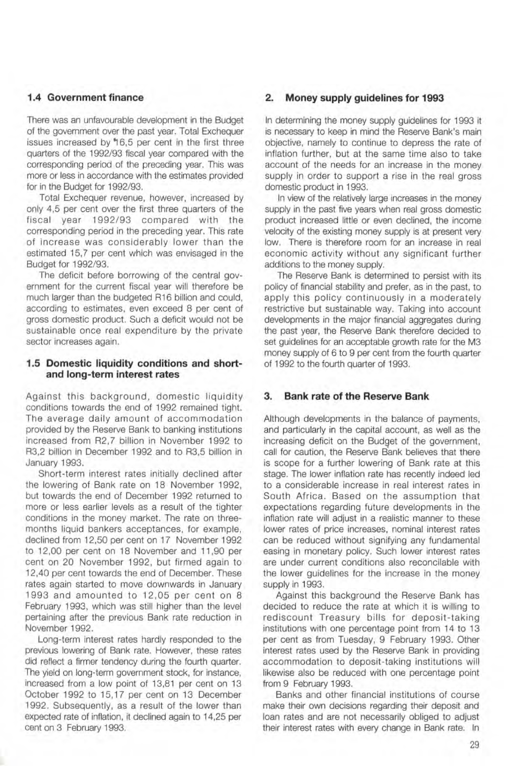### 1.4 Government finance

There was an unfavourable development in the Budget of the government over the past year. Total Exchequer issues increased by 16,5 per cent in the first three quarters of the 1992/93 fiscal year compared with the corresponding period of the preceding year. This was more or less in accordance with the estimates provided for in the Budget for 1992/93.

Total Exchequer revenue, however, increased by only 4,5 per cent over the first three quarters of the fiscal year 1992/93 compared with the corresponding period in the preceding year. This rate of increase was considerably lower than the estimated 15,7 per cent which was envisaged in the Budget for 1992/93.

The deficit before borrowing of the central government for the current fiscal year will therefore be much larger than the budgeted R16 billion and could, according to estimates, even exceed 8 per cent of gross domestic product. Such a deficit would not be sustainable once real expenditure by the private sector increases again.

### 1.5 Domestic liquidity conditions and short- and long-term interest rates

Against this background, domestic liquidity conditions towards the end of 1992 remained tight. The average daily amount of accommodation provided by the Reserve Bank to banking institutions increased from R2,7 billion in November 1992 to R3,2 billion in December 1992 and to R3,5 billion in January 1993.

Short-term interest rates initially declined after the lowering of Bank rate on 18 November 1992, but towards the end of December 1992 returned to more or less earlier levels as a result of the tighter conditions in the money market. The rate on three-months liquid bankers acceptances, for example, declined from 12,50 per cent on 17 November 1992 to 12,00 per cent on 18 November and 11,90 per cent on 20 November 1992, but firmed again to 12,40 per cent towards the end of December. These rates again started to move downwards in January 1993 and amounted to 12,05 per cent on 8 February 1993, which was still higher than the level pertaining after the previous Bank rate reduction in November 1992.

Long-term interest rates hardly responded to the previous lowering of Bank rate. However, these rates did reflect a firmer tendency during the fourth quarter. The yield on long-term government stock, for instance, increased from a low point of 13,81 per cent on 13 October 1992 to 15,17 per cent on 13 December 1992. Subsequently, as a result of the lower than expected rate of inflation, it declined again to 14,25 per cent on 3 February 1993.

## 2. Money supply guidelines for 1993

In determining the money supply guidelines for 1993 it is necessary to keep in mind the Reserve Bank's main objective, namely to continue to depress the rate of inflation further, but at the same time also to take account of the needs for an increase in the money supply in order to support a rise in the real gross domestic product in 1993.

In view of the relatively large increases in the money supply in the past five years when real gross domestic product increased little or even declined, the income velocity of the existing money supply is at present very low. There is therefore room for an increase in real economic activity without any significant further additions to the money supply.

The Reserve Bank is determined to persist with its policy of financial stability and prefer, as in the past, to apply this policy continuously in a moderately restrictive but sustainable way. Taking into account developments in the major financial aggregates during the past year, the Reserve Bank therefore decided to set guidelines for an acceptable growth rate for the M3 money supply of 6 to 9 per cent from the fourth quarter of 1992 to the fourth quarter of 1993.

## 3. Bank rate of the Reserve Bank

Although developments in the balance of payments, and particularly in the capital account, as well as the increasing deficit on the Budget of the government, call for caution, the Reserve Bank believes that there is scope for a further lowering of Bank rate at this stage. The lower inflation rate has recently indeed led to a considerable increase in real interest rates in South Africa. Based on the assumption that expectations regarding future developments in the inflation rate will adjust in a realistic manner to these lower rates of price increases, nominal interest rates can be reduced without signifying any fundamental easing in monetary policy. Such lower interest rates are under current conditions also reconcilable with the lower guidelines for the increase in the money supply in 1993.

Against this background the Reserve Bank has decided to reduce the rate at which it is willing to rediscount Treasury bills for deposit-taking institutions with one percentage point from 14 to 13 per cent as from Tuesday, 9 February 1993. Other interest rates used by the Reserve Bank in providing accommodation to deposit-taking institutions will likewise also be reduced with one percentage point from 9 February 1993.

Banks and other financial institutions of course make their own decisions regarding their deposit and loan rates and are not necessarily obliged to adjust their interest rates with every change in Bank rate. In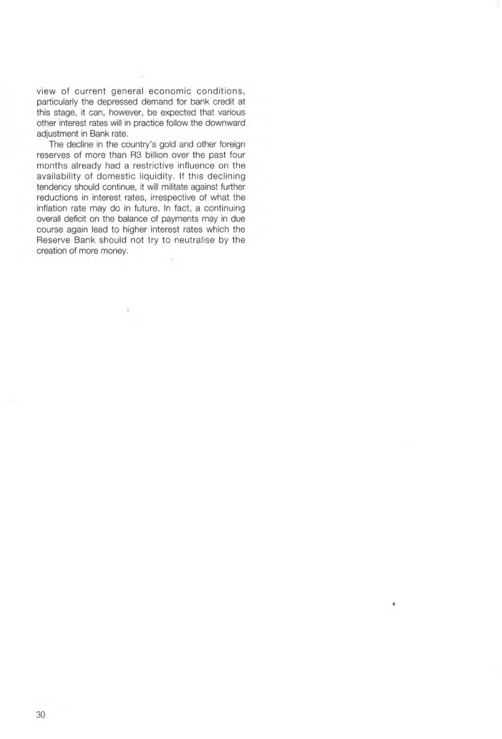view of current general economic conditions, particularly the depressed demand for bank credit at this stage, it can, however, be expected that various other interest rates will in practice follow the downward adjustment in Bank rate.

The decline in the country's gold and other foreign reserves of more than R3 billion over the past four months already had a restrictive influence on the availability of domestic liquidity. If this declining tendency should continue, it will militate against further reductions in interest rates, irrespective of what the inflation rate may do in future. In fact, a continuing overall deficit on the balance of payments may in due course again lead to higher interest rates which the Reserve Bank should not try to neutralise by the creation of more money.